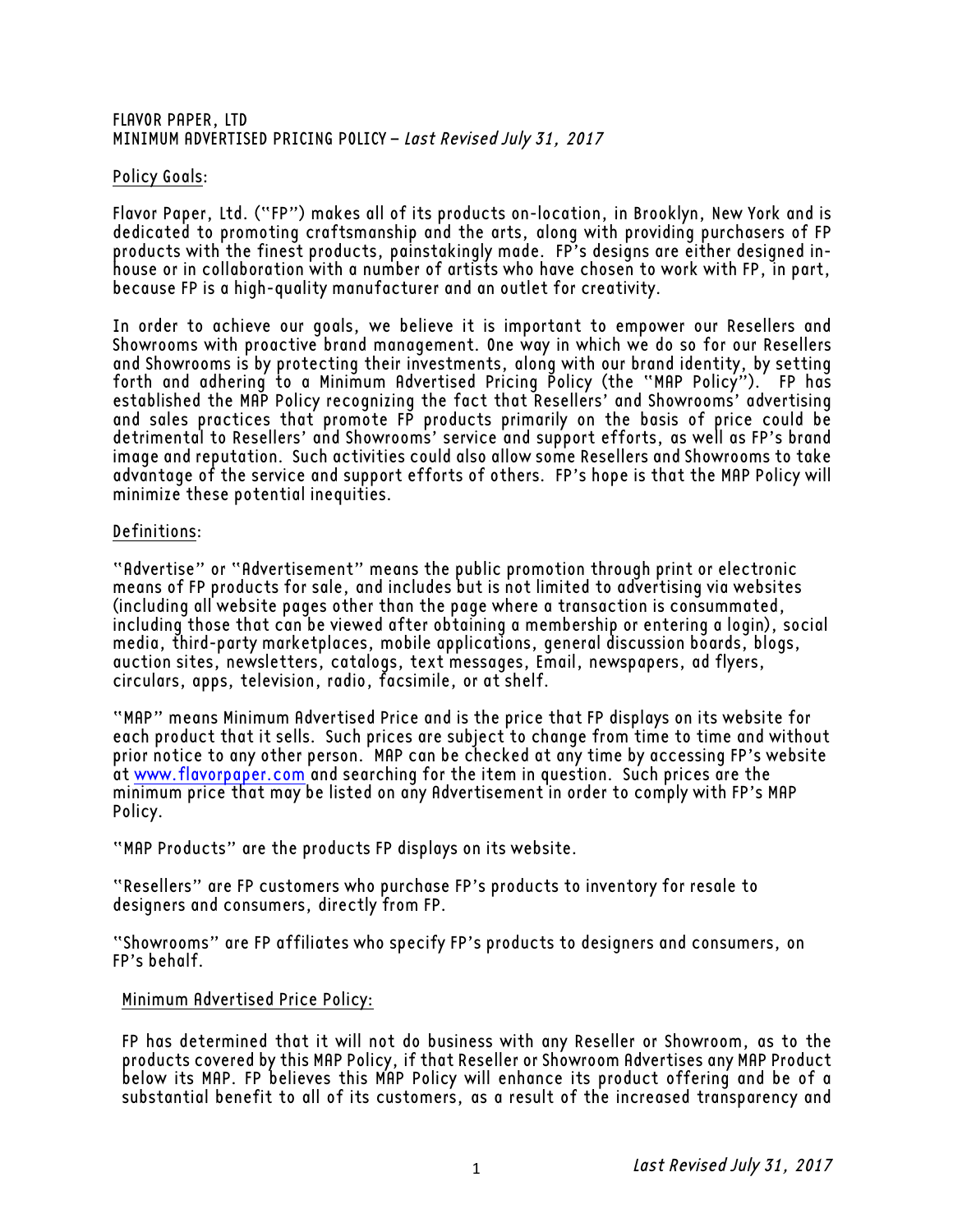FLAVOR PAPER, LTD
MINIMUM ADVERTISED PRICING POLICY – *Last Revised July 31, 2017*

Policy Goals:

Flavor Paper, Ltd. ("FP") makes all of its products on-location, in Brooklyn, New York and is dedicated to promoting craftsmanship and the arts, along with providing purchasers of FP products with the finest products, painstakingly made. FP's designs are either designed in-house or in collaboration with a number of artists who have chosen to work with FP, in part, because FP is a high-quality manufacturer and an outlet for creativity.

In order to achieve our goals, we believe it is important to empower our Resellers and Showrooms with proactive brand management. One way in which we do so for our Resellers and Showrooms is by protecting their investments, along with our brand identity, by setting forth and adhering to a Minimum Advertised Pricing Policy (the "MAP Policy"). FP has established the MAP Policy recognizing the fact that Resellers' and Showrooms' advertising and sales practices that promote FP products primarily on the basis of price could be detrimental to Resellers' and Showrooms' service and support efforts, as well as FP's brand image and reputation. Such activities could also allow some Resellers and Showrooms to take advantage of the service and support efforts of others. FP's hope is that the MAP Policy will minimize these potential inequities.

Definitions:

"Advertise" or "Advertisement" means the public promotion through print or electronic means of FP products for sale, and includes but is not limited to advertising via websites (including all website pages other than the page where a transaction is consummated, including those that can be viewed after obtaining a membership or entering a login), social media, third-party marketplaces, mobile applications, general discussion boards, blogs, auction sites, newsletters, catalogs, text messages, Email, newspapers, ad flyers, circulars, apps, television, radio, facsimile, or at shelf.

"MAP" means Minimum Advertised Price and is the price that FP displays on its website for each product that it sells. Such prices are subject to change from time to time and without prior notice to any other person. MAP can be checked at any time by accessing FP's website at www.flavorpaper.com and searching for the item in question. Such prices are the minimum price that may be listed on any Advertisement in order to comply with FP's MAP Policy.

"MAP Products" are the products FP displays on its website.

"Resellers" are FP customers who purchase FP's products to inventory for resale to designers and consumers, directly from FP.

"Showrooms" are FP affiliates who specify FP's products to designers and consumers, on FP's behalf.

Minimum Advertised Price Policy:

FP has determined that it will not do business with any Reseller or Showroom, as to the products covered by this MAP Policy, if that Reseller or Showroom Advertises any MAP Product below its MAP. FP believes this MAP Policy will enhance its product offering and be of a substantial benefit to all of its customers, as a result of the increased transparency and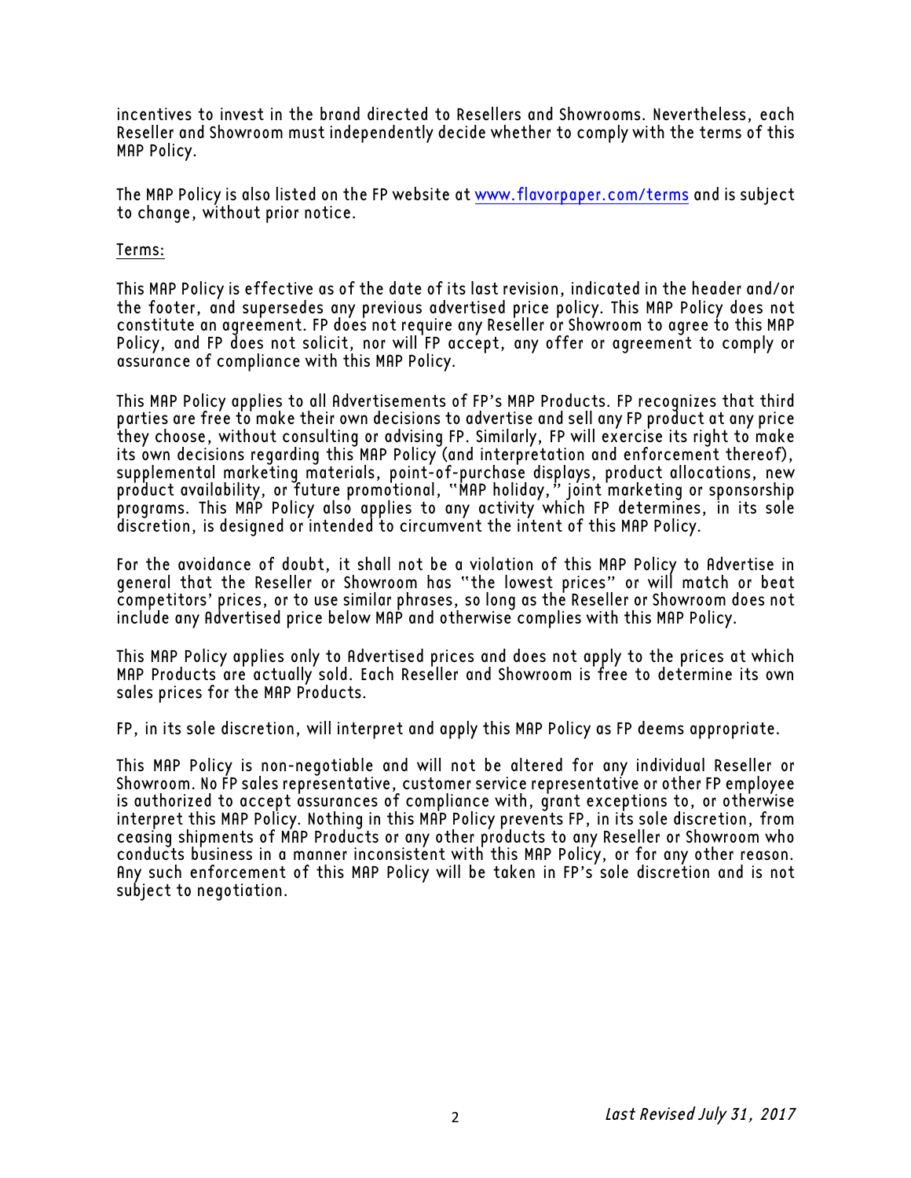incentives to invest in the brand directed to Resellers and Showrooms. Nevertheless, each Reseller and Showroom must independently decide whether to comply with the terms of this MAP Policy.

The MAP Policy is also listed on the FP website at [www.flavorpaper.com/terms](http://www.flavorpaper.com/terms) and is subject to change, without prior notice.

Terms:

This MAP Policy is effective as of the date of its last revision, indicated in the header and/or the footer, and supersedes any previous advertised price policy. This MAP Policy does not constitute an agreement. FP does not require any Reseller or Showroom to agree to this MAP Policy, and FP does not solicit, nor will FP accept, any offer or agreement to comply or assurance of compliance with this MAP Policy.

This MAP Policy applies to all Advertisements of FP's MAP Products. FP recognizes that third parties are free to make their own decisions to advertise and sell any FP product at any price they choose, without consulting or advising FP. Similarly, FP will exercise its right to make its own decisions regarding this MAP Policy (and interpretation and enforcement thereof), supplemental marketing materials, point-of-purchase displays, product allocations, new product availability, or future promotional, "MAP holiday," joint marketing or sponsorship programs. This MAP Policy also applies to any activity which FP determines, in its sole discretion, is designed or intended to circumvent the intent of this MAP Policy.

For the avoidance of doubt, it shall not be a violation of this MAP Policy to Advertise in general that the Reseller or Showroom has "the lowest prices" or will match or beat competitors' prices, or to use similar phrases, so long as the Reseller or Showroom does not include any Advertised price below MAP and otherwise complies with this MAP Policy.

This MAP Policy applies only to Advertised prices and does not apply to the prices at which MAP Products are actually sold. Each Reseller and Showroom is free to determine its own sales prices for the MAP Products.

FP, in its sole discretion, will interpret and apply this MAP Policy as FP deems appropriate.

This MAP Policy is non-negotiable and will not be altered for any individual Reseller or Showroom. No FP sales representative, customer service representative or other FP employee is authorized to accept assurances of compliance with, grant exceptions to, or otherwise interpret this MAP Policy. Nothing in this MAP Policy prevents FP, in its sole discretion, from ceasing shipments of MAP Products or any other products to any Reseller or Showroom who conducts business in a manner inconsistent with this MAP Policy, or for any other reason. Any such enforcement of this MAP Policy will be taken in FP's sole discretion and is not subject to negotiation.

*Last Revised July 31, 2017*